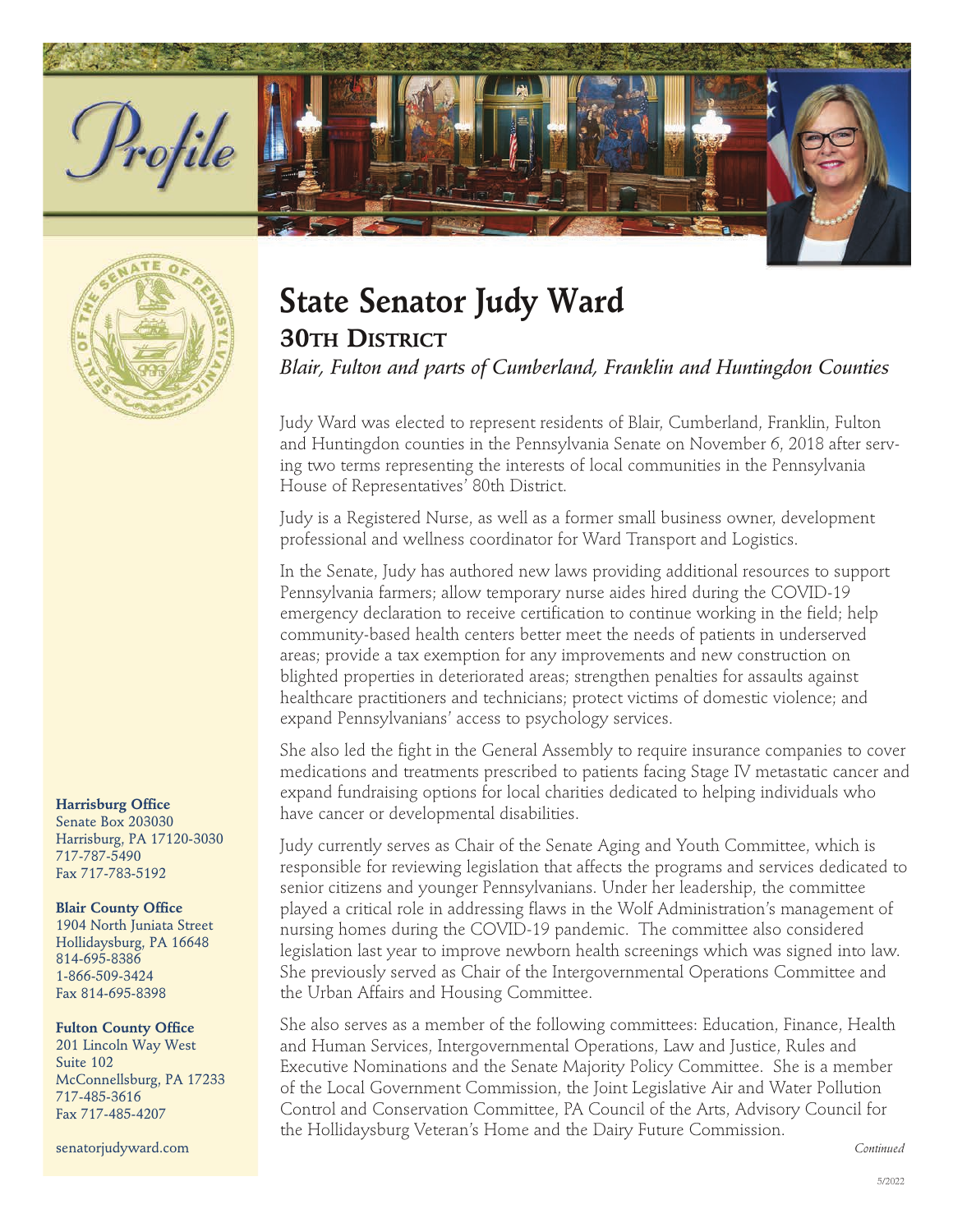Profile

# State Senator Judy Ward

## 30TH DISTRICT

*Blair, Fulton and parts of Cumberland, Franklin and Huntingdon Counties*

Judy Ward was elected to represent residents of Blair, Cumberland, Franklin, Fulton and Huntingdon counties in the Pennsylvania Senate on November 6, 2018 after serving two terms representing the interests of local communities in the Pennsylvania House of Representatives' 80th District.

Judy is a Registered Nurse, as well as a former small business owner, development professional and wellness coordinator for Ward Transport and Logistics.

In the Senate, Judy has authored new laws providing additional resources to support Pennsylvania farmers; allow temporary nurse aides hired during the COVID-19 emergency declaration to receive certification to continue working in the field; help community-based health centers better meet the needs of patients in underserved areas; provide a tax exemption for any improvements and new construction on blighted properties in deteriorated areas; strengthen penalties for assaults against healthcare practitioners and technicians; protect victims of domestic violence; and expand Pennsylvanians' access to psychology services.

She also led the fight in the General Assembly to require insurance companies to cover medications and treatments prescribed to patients facing Stage IV metastatic cancer and expand fundraising options for local charities dedicated to helping individuals who have cancer or developmental disabilities.

Judy currently serves as Chair of the Senate Aging and Youth Committee, which is responsible for reviewing legislation that affects the programs and services dedicated to senior citizens and younger Pennsylvanians. Under her leadership, the committee played a critical role in addressing flaws in the Wolf Administration's management of nursing homes during the COVID-19 pandemic. The committee also considered legislation last year to improve newborn health screenings which was signed into law. She previously served as Chair of the Intergovernmental Operations Committee and the Urban Affairs and Housing Committee.

She also serves as a member of the following committees: Education, Finance, Health and Human Services, Intergovernmental Operations, Law and Justice, Rules and Executive Nominations and the Senate Majority Policy Committee. She is a member of the Local Government Commission, the Joint Legislative Air and Water Pollution Control and Conservation Committee, PA Council of the Arts, Advisory Council for the Hollidaysburg Veteran's Home and the Dairy Future Commission.

*Continued*

**Harrisburg Office**
Senate Box 203030
Harrisburg, PA 17120-3030
717-787-5490
Fax 717-783-5192

**Blair County Office**
1904 North Juniata Street
Hollidaysburg, PA 16648
814-695-8386
1-866-509-3424
Fax 814-695-8398

**Fulton County Office**
201 Lincoln Way West
Suite 102
McConnellsburg, PA 17233
717-485-3616
Fax 717-485-4207

senatorjudyward.com

5/2022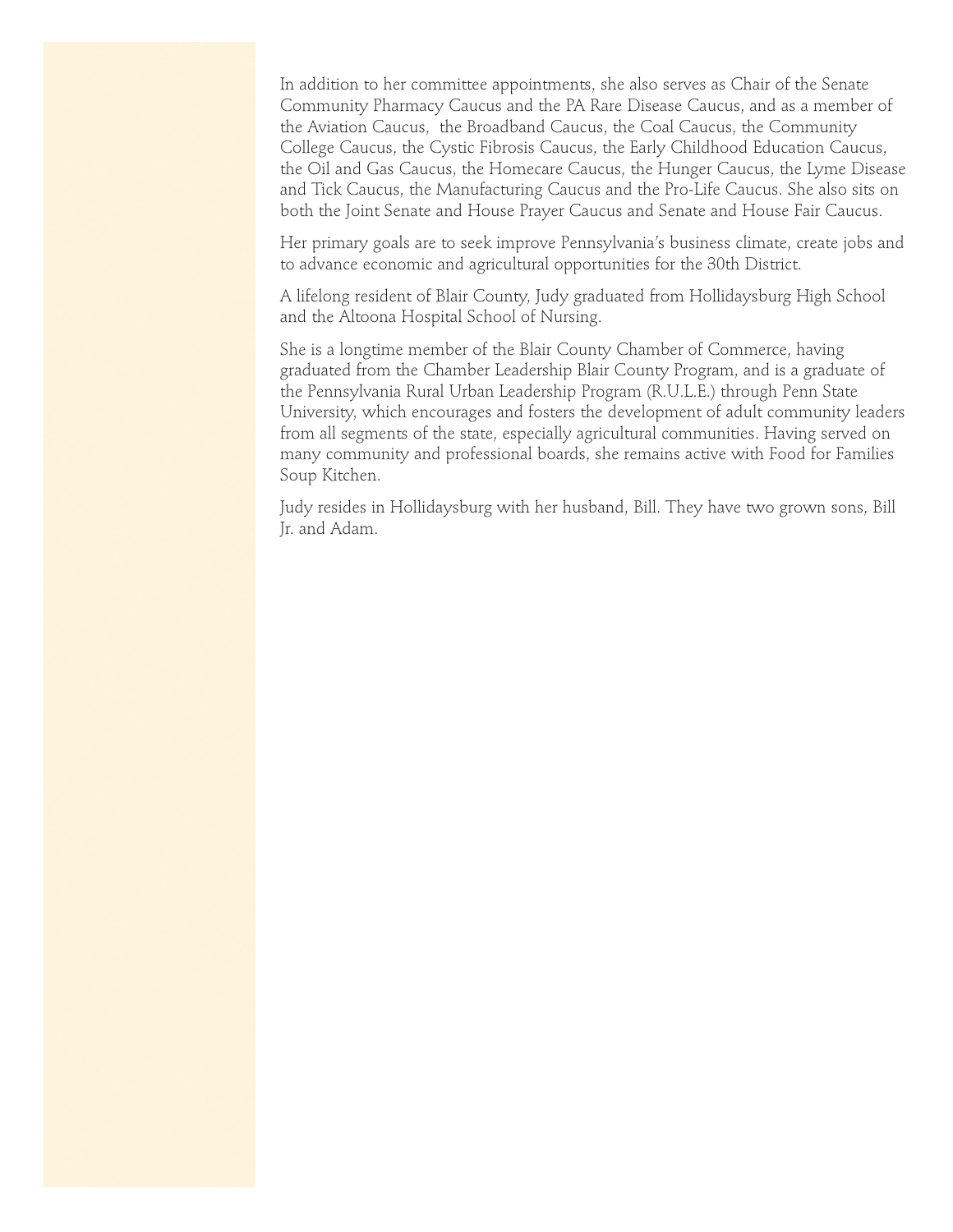In addition to her committee appointments, she also serves as Chair of the Senate Community Pharmacy Caucus and the PA Rare Disease Caucus, and as a member of the Aviation Caucus, the Broadband Caucus, the Coal Caucus, the Community College Caucus, the Cystic Fibrosis Caucus, the Early Childhood Education Caucus, the Oil and Gas Caucus, the Homecare Caucus, the Hunger Caucus, the Lyme Disease and Tick Caucus, the Manufacturing Caucus and the Pro-Life Caucus. She also sits on both the Joint Senate and House Prayer Caucus and Senate and House Fair Caucus.

Her primary goals are to seek improve Pennsylvania's business climate, create jobs and to advance economic and agricultural opportunities for the 30th District.

A lifelong resident of Blair County, Judy graduated from Hollidaysburg High School and the Altoona Hospital School of Nursing.

She is a longtime member of the Blair County Chamber of Commerce, having graduated from the Chamber Leadership Blair County Program, and is a graduate of the Pennsylvania Rural Urban Leadership Program (R.U.L.E.) through Penn State University, which encourages and fosters the development of adult community leaders from all segments of the state, especially agricultural communities. Having served on many community and professional boards, she remains active with Food for Families Soup Kitchen.

Judy resides in Hollidaysburg with her husband, Bill. They have two grown sons, Bill Jr. and Adam.